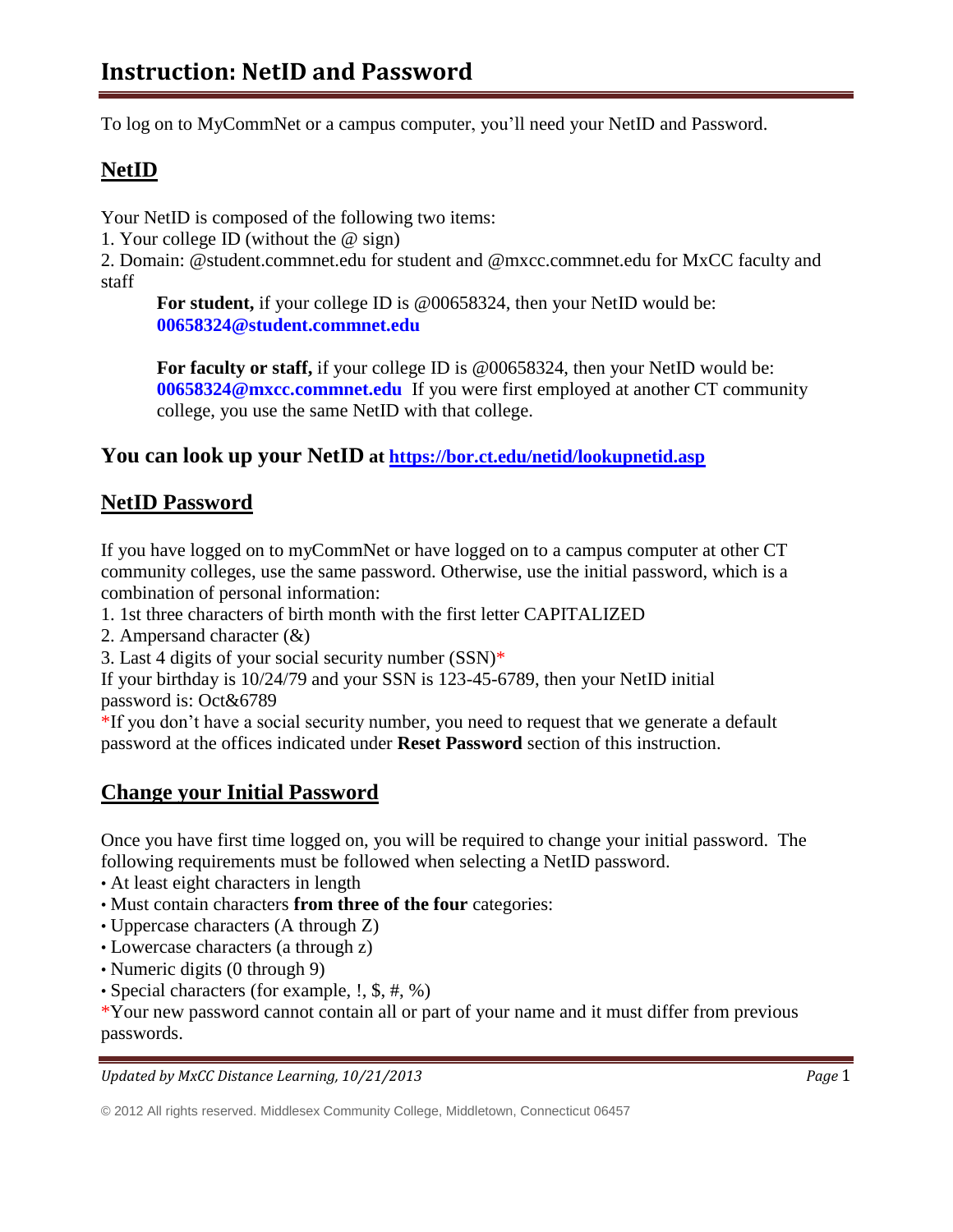# Instruction: NetID and Password

To log on to MyCommNet or a campus computer, you'll need your NetID and Password.

## NetID

Your NetID is composed of the following two items:

1. Your college ID (without the @ sign)
2. Domain: @student.commnet.edu for student and @mxcc.commnet.edu for MxCC faculty and staff

> **For student,** if your college ID is @00658324, then your NetID would be: **00658324@student.commnet.edu**
>
> **For faculty or staff,** if your college ID is @00658324, then your NetID would be: **00658324@mxcc.commnet.edu** If you were first employed at another CT community college, you use the same NetID with that college.

### You can look up your NetID at https://bor.ct.edu/netid/lookupnetid.asp

## NetID Password

If you have logged on to myCommNet or have logged on to a campus computer at other CT community colleges, use the same password. Otherwise, use the initial password, which is a combination of personal information:

1. 1st three characters of birth month with the first letter CAPITALIZED
2. Ampersand character (&)
3. Last 4 digits of your social security number (SSN)*

If your birthday is 10/24/79 and your SSN is 123-45-6789, then your NetID initial password is: Oct&6789

*If you don't have a social security number, you need to request that we generate a default password at the offices indicated under **Reset Password** section of this instruction.

## Change your Initial Password

Once you have first time logged on, you will be required to change your initial password. The following requirements must be followed when selecting a NetID password.

- At least eight characters in length
- Must contain characters **from three of the four** categories:
- Uppercase characters (A through Z)
- Lowercase characters (a through z)
- Numeric digits (0 through 9)
- Special characters (for example, !, $, #, %)

*Your new password cannot contain all or part of your name and it must differ from previous passwords.

*Updated by MxCC Distance Learning, 10/21/2013*

© 2012 All rights reserved. Middlesex Community College, Middletown, Connecticut 06457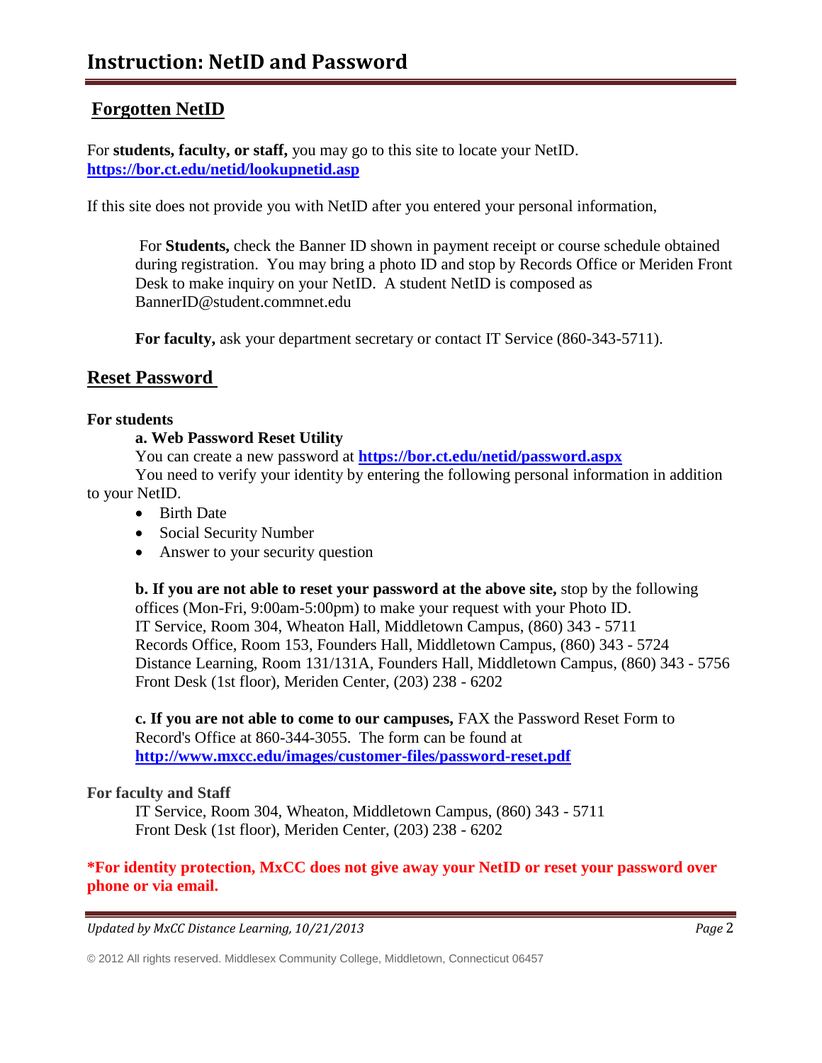# Instruction: NetID and Password

## Forgotten NetID

For **students, faculty, or staff,** you may go to this site to locate your NetID.
**https://bor.ct.edu/netid/lookupnetid.asp**

If this site does not provide you with NetID after you entered your personal information,

For **Students,** check the Banner ID shown in payment receipt or course schedule obtained during registration. You may bring a photo ID and stop by Records Office or Meriden Front Desk to make inquiry on your NetID. A student NetID is composed as BannerID@student.commnet.edu

**For faculty,** ask your department secretary or contact IT Service (860-343-5711).

## Reset Password

**For students**

**a. Web Password Reset Utility**

You can create a new password at **https://bor.ct.edu/netid/password.aspx**

You need to verify your identity by entering the following personal information in addition to your NetID.

- Birth Date
- Social Security Number
- Answer to your security question

**b. If you are not able to reset your password at the above site,** stop by the following offices (Mon-Fri, 9:00am-5:00pm) to make your request with your Photo ID.
IT Service, Room 304, Wheaton Hall, Middletown Campus, (860) 343 - 5711
Records Office, Room 153, Founders Hall, Middletown Campus, (860) 343 - 5724
Distance Learning, Room 131/131A, Founders Hall, Middletown Campus, (860) 343 - 5756
Front Desk (1st floor), Meriden Center, (203) 238 - 6202

**c. If you are not able to come to our campuses,** FAX the Password Reset Form to Record's Office at 860-344-3055. The form can be found at **http://www.mxcc.edu/images/customer-files/password-reset.pdf**

**For faculty and Staff**

IT Service, Room 304, Wheaton, Middletown Campus, (860) 343 - 5711
Front Desk (1st floor), Meriden Center, (203) 238 - 6202

**\*For identity protection, MxCC does not give away your NetID or reset your password over phone or via email.**

*Updated by MxCC Distance Learning, 10/21/2013*

© 2012 All rights reserved. Middlesex Community College, Middletown, Connecticut 06457